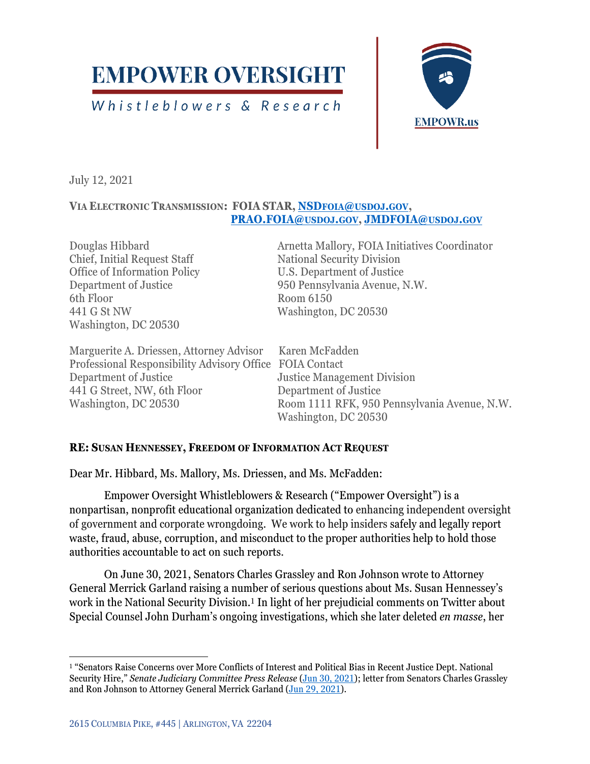# EMPOWER OVERSIGHT

Whistleblowers & Research

EMPOWR.us

July 12, 2021

**VIA ELECTRONIC TRANSMISSION: FOIA STAR, NSDFOIA@USDOJ.GOV, PRAO.FOIA@USDOJ.GOV, JMDFOIA@USDOJ.GOV**

Douglas Hibbard
Chief, Initial Request Staff
Office of Information Policy
Department of Justice
6th Floor
441 G St NW
Washington, DC 20530

Arnetta Mallory, FOIA Initiatives Coordinator
National Security Division
U.S. Department of Justice
950 Pennsylvania Avenue, N.W.
Room 6150
Washington, DC 20530

Marguerite A. Driessen, Attorney Advisor
Professional Responsibility Advisory Office
Department of Justice
441 G Street, NW, 6th Floor
Washington, DC 20530

Karen McFadden
FOIA Contact
Justice Management Division
Department of Justice
Room 1111 RFK, 950 Pennsylvania Avenue, N.W.
Washington, DC 20530

**RE: SUSAN HENNESSEY, FREEDOM OF INFORMATION ACT REQUEST**

Dear Mr. Hibbard, Ms. Mallory, Ms. Driessen, and Ms. McFadden:

Empower Oversight Whistleblowers & Research ("Empower Oversight") is a nonpartisan, nonprofit educational organization dedicated to enhancing independent oversight of government and corporate wrongdoing. We work to help insiders safely and legally report waste, fraud, abuse, corruption, and misconduct to the proper authorities help to hold those authorities accountable to act on such reports.

On June 30, 2021, Senators Charles Grassley and Ron Johnson wrote to Attorney General Merrick Garland raising a number of serious questions about Ms. Susan Hennessey's work in the National Security Division.[1] In light of her prejudicial comments on Twitter about Special Counsel John Durham's ongoing investigations, which she later deleted *en masse*, her

[1] "Senators Raise Concerns over More Conflicts of Interest and Political Bias in Recent Justice Dept. National Security Hire," *Senate Judiciary Committee Press Release* (Jun 30, 2021); letter from Senators Charles Grassley and Ron Johnson to Attorney General Merrick Garland (Jun 29, 2021).

2615 COLUMBIA PIKE, #445 | ARLINGTON, VA 22204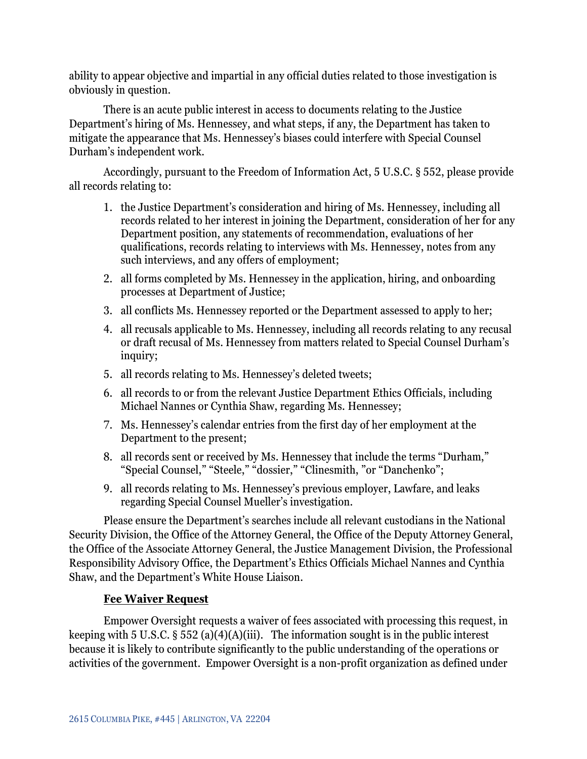ability to appear objective and impartial in any official duties related to those investigation is obviously in question.

There is an acute public interest in access to documents relating to the Justice Department's hiring of Ms. Hennessey, and what steps, if any, the Department has taken to mitigate the appearance that Ms. Hennessey's biases could interfere with Special Counsel Durham's independent work.

Accordingly, pursuant to the Freedom of Information Act, 5 U.S.C. § 552, please provide all records relating to:

1. the Justice Department's consideration and hiring of Ms. Hennessey, including all records related to her interest in joining the Department, consideration of her for any Department position, any statements of recommendation, evaluations of her qualifications, records relating to interviews with Ms. Hennessey, notes from any such interviews, and any offers of employment;
2. all forms completed by Ms. Hennessey in the application, hiring, and onboarding processes at Department of Justice;
3. all conflicts Ms. Hennessey reported or the Department assessed to apply to her;
4. all recusals applicable to Ms. Hennessey, including all records relating to any recusal or draft recusal of Ms. Hennessey from matters related to Special Counsel Durham's inquiry;
5. all records relating to Ms. Hennessey's deleted tweets;
6. all records to or from the relevant Justice Department Ethics Officials, including Michael Nannes or Cynthia Shaw, regarding Ms. Hennessey;
7. Ms. Hennessey's calendar entries from the first day of her employment at the Department to the present;
8. all records sent or received by Ms. Hennessey that include the terms "Durham," "Special Counsel," "Steele," "dossier," "Clinesmith, "or "Danchenko";
9. all records relating to Ms. Hennessey's previous employer, Lawfare, and leaks regarding Special Counsel Mueller's investigation.

Please ensure the Department's searches include all relevant custodians in the National Security Division, the Office of the Attorney General, the Office of the Deputy Attorney General, the Office of the Associate Attorney General, the Justice Management Division, the Professional Responsibility Advisory Office, the Department's Ethics Officials Michael Nannes and Cynthia Shaw, and the Department's White House Liaison.

**Fee Waiver Request**

Empower Oversight requests a waiver of fees associated with processing this request, in keeping with 5 U.S.C. § 552 (a)(4)(A)(iii). The information sought is in the public interest because it is likely to contribute significantly to the public understanding of the operations or activities of the government. Empower Oversight is a non-profit organization as defined under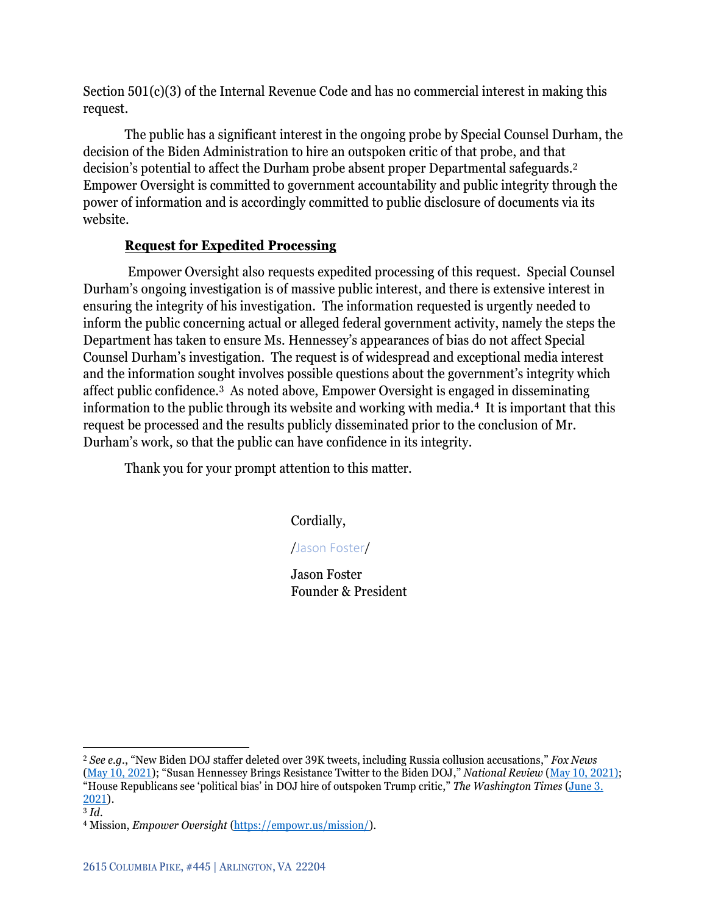Section 501(c)(3) of the Internal Revenue Code and has no commercial interest in making this request.

The public has a significant interest in the ongoing probe by Special Counsel Durham, the decision of the Biden Administration to hire an outspoken critic of that probe, and that decision's potential to affect the Durham probe absent proper Departmental safeguards.[2] Empower Oversight is committed to government accountability and public integrity through the power of information and is accordingly committed to public disclosure of documents via its website.

**Request for Expedited Processing**

Empower Oversight also requests expedited processing of this request. Special Counsel Durham's ongoing investigation is of massive public interest, and there is extensive interest in ensuring the integrity of his investigation. The information requested is urgently needed to inform the public concerning actual or alleged federal government activity, namely the steps the Department has taken to ensure Ms. Hennessey's appearances of bias do not affect Special Counsel Durham's investigation. The request is of widespread and exceptional media interest and the information sought involves possible questions about the government's integrity which affect public confidence.[3] As noted above, Empower Oversight is engaged in disseminating information to the public through its website and working with media.[4] It is important that this request be processed and the results publicly disseminated prior to the conclusion of Mr. Durham's work, so that the public can have confidence in its integrity.

Thank you for your prompt attention to this matter.

Cordially,

/Jason Foster/

Jason Foster
Founder & President

---

[2] *See e.g.*, "New Biden DOJ staffer deleted over 39K tweets, including Russia collusion accusations," *Fox News* (May 10, 2021); "Susan Hennessey Brings Resistance Twitter to the Biden DOJ," *National Review* (May 10, 2021); "House Republicans see 'political bias' in DOJ hire of outspoken Trump critic," *The Washington Times* (June 3. 2021).

[3] *Id.*

[4] Mission, *Empower Oversight* (https://empowr.us/mission/).